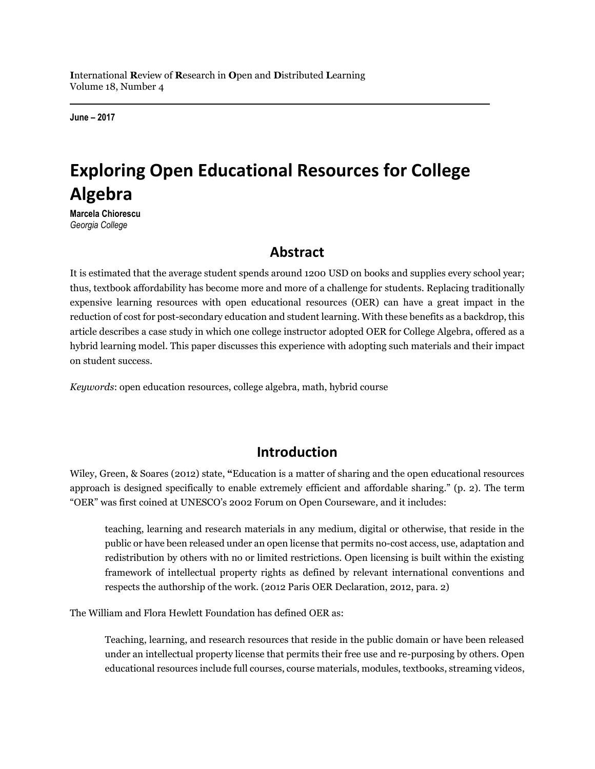# Exploring Open Educational Resources for College Algebra

**Marcela Chiorescu**
*Georgia College*

## Abstract

It is estimated that the average student spends around 1200 USD on books and supplies every school year; thus, textbook affordability has become more and more of a challenge for students. Replacing traditionally expensive learning resources with open educational resources (OER) can have a great impact in the reduction of cost for post-secondary education and student learning. With these benefits as a backdrop, this article describes a case study in which one college instructor adopted OER for College Algebra, offered as a hybrid learning model. This paper discusses this experience with adopting such materials and their impact on student success.

*Keywords*: open education resources, college algebra, math, hybrid course

## Introduction

Wiley, Green, & Soares (2012) state, **"**Education is a matter of sharing and the open educational resources approach is designed specifically to enable extremely efficient and affordable sharing." (p. 2). The term "OER" was first coined at UNESCO's 2002 Forum on Open Courseware, and it includes:

> teaching, learning and research materials in any medium, digital or otherwise, that reside in the public or have been released under an open license that permits no-cost access, use, adaptation and redistribution by others with no or limited restrictions. Open licensing is built within the existing framework of intellectual property rights as defined by relevant international conventions and respects the authorship of the work. (2012 Paris OER Declaration, 2012, para. 2)

The William and Flora Hewlett Foundation has defined OER as:

> Teaching, learning, and research resources that reside in the public domain or have been released under an intellectual property license that permits their free use and re-purposing by others. Open educational resources include full courses, course materials, modules, textbooks, streaming videos,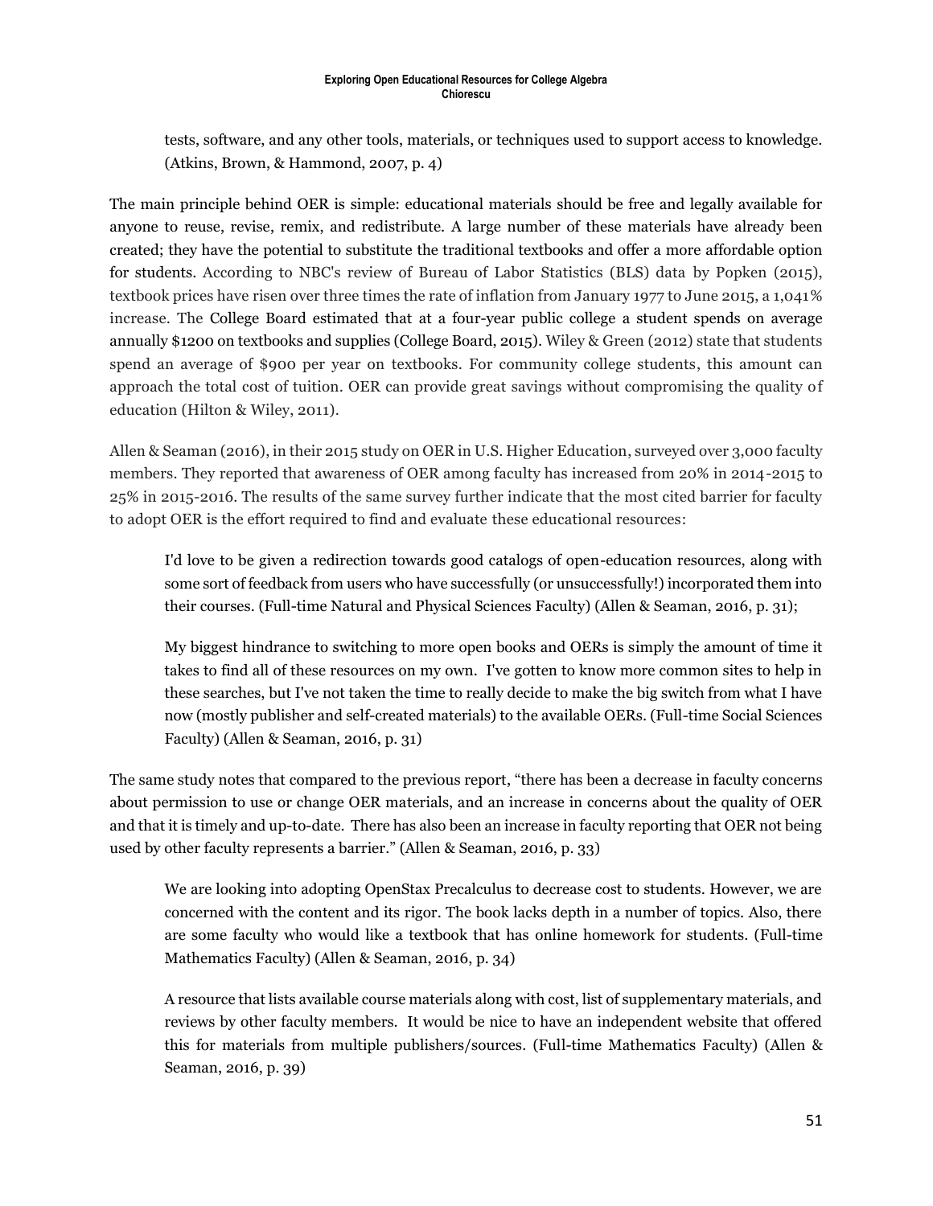> tests, software, and any other tools, materials, or techniques used to support access to knowledge. (Atkins, Brown, & Hammond, 2007, p. 4)

The main principle behind OER is simple: educational materials should be free and legally available for anyone to reuse, revise, remix, and redistribute. A large number of these materials have already been created; they have the potential to substitute the traditional textbooks and offer a more affordable option for students. According to NBC's review of Bureau of Labor Statistics (BLS) data by Popken (2015), textbook prices have risen over three times the rate of inflation from January 1977 to June 2015, a 1,041% increase. The College Board estimated that at a four-year public college a student spends on average annually $1200 on textbooks and supplies (College Board, 2015). Wiley & Green (2012) state that students spend an average of $900 per year on textbooks. For community college students, this amount can approach the total cost of tuition. OER can provide great savings without compromising the quality of education (Hilton & Wiley, 2011).

Allen & Seaman (2016), in their 2015 study on OER in U.S. Higher Education, surveyed over 3,000 faculty members. They reported that awareness of OER among faculty has increased from 20% in 2014-2015 to 25% in 2015-2016. The results of the same survey further indicate that the most cited barrier for faculty to adopt OER is the effort required to find and evaluate these educational resources:

> I'd love to be given a redirection towards good catalogs of open-education resources, along with some sort of feedback from users who have successfully (or unsuccessfully!) incorporated them into their courses. (Full-time Natural and Physical Sciences Faculty) (Allen & Seaman, 2016, p. 31);

> My biggest hindrance to switching to more open books and OERs is simply the amount of time it takes to find all of these resources on my own. I've gotten to know more common sites to help in these searches, but I've not taken the time to really decide to make the big switch from what I have now (mostly publisher and self-created materials) to the available OERs. (Full-time Social Sciences Faculty) (Allen & Seaman, 2016, p. 31)

The same study notes that compared to the previous report, "there has been a decrease in faculty concerns about permission to use or change OER materials, and an increase in concerns about the quality of OER and that it is timely and up-to-date. There has also been an increase in faculty reporting that OER not being used by other faculty represents a barrier." (Allen & Seaman, 2016, p. 33)

> We are looking into adopting OpenStax Precalculus to decrease cost to students. However, we are concerned with the content and its rigor. The book lacks depth in a number of topics. Also, there are some faculty who would like a textbook that has online homework for students. (Full-time Mathematics Faculty) (Allen & Seaman, 2016, p. 34)

> A resource that lists available course materials along with cost, list of supplementary materials, and reviews by other faculty members. It would be nice to have an independent website that offered this for materials from multiple publishers/sources. (Full-time Mathematics Faculty) (Allen & Seaman, 2016, p. 39)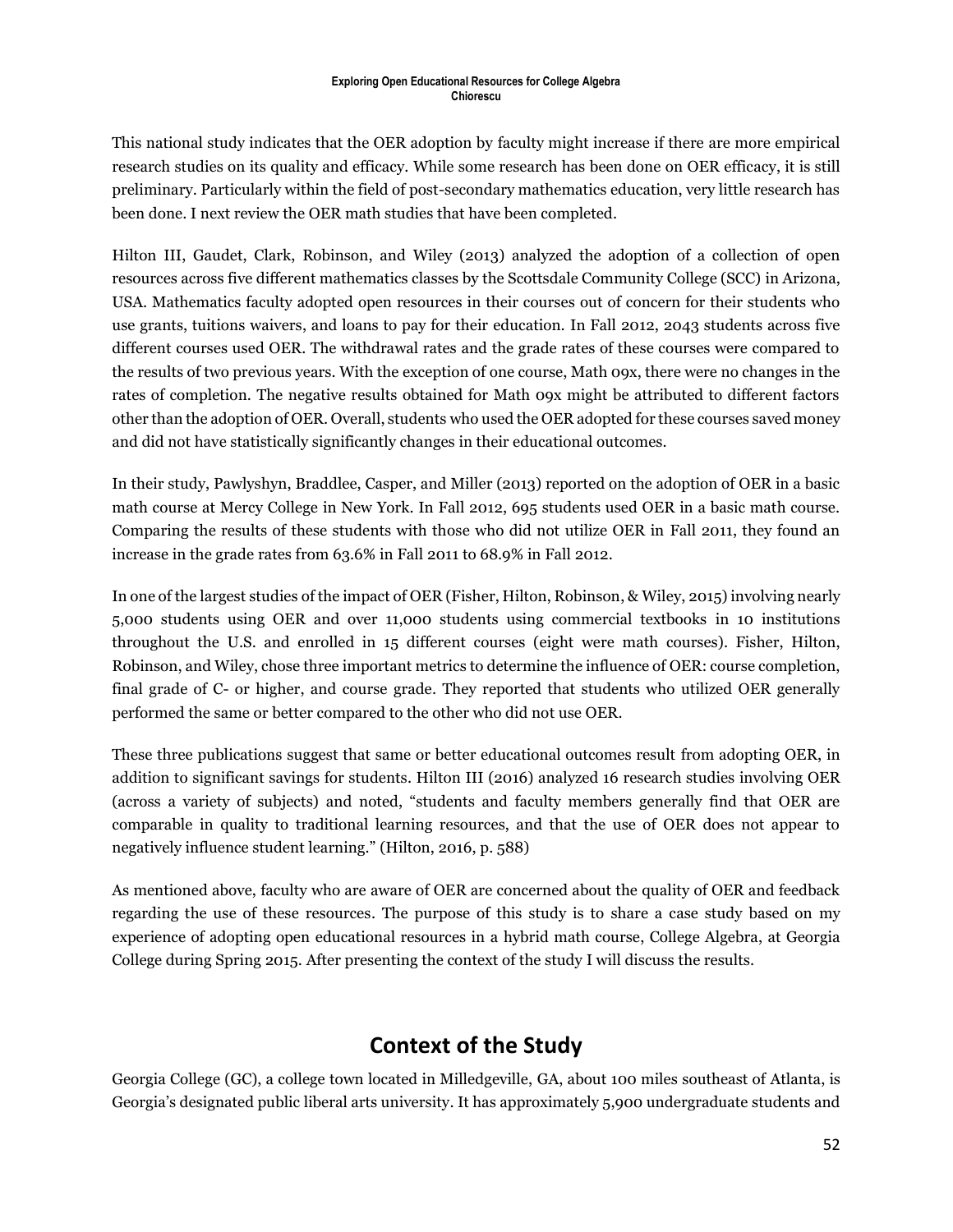This national study indicates that the OER adoption by faculty might increase if there are more empirical research studies on its quality and efficacy. While some research has been done on OER efficacy, it is still preliminary. Particularly within the field of post-secondary mathematics education, very little research has been done. I next review the OER math studies that have been completed.

Hilton III, Gaudet, Clark, Robinson, and Wiley (2013) analyzed the adoption of a collection of open resources across five different mathematics classes by the Scottsdale Community College (SCC) in Arizona, USA. Mathematics faculty adopted open resources in their courses out of concern for their students who use grants, tuitions waivers, and loans to pay for their education. In Fall 2012, 2043 students across five different courses used OER. The withdrawal rates and the grade rates of these courses were compared to the results of two previous years. With the exception of one course, Math 09x, there were no changes in the rates of completion. The negative results obtained for Math 09x might be attributed to different factors other than the adoption of OER. Overall, students who used the OER adopted for these courses saved money and did not have statistically significantly changes in their educational outcomes.

In their study, Pawlyshyn, Braddlee, Casper, and Miller (2013) reported on the adoption of OER in a basic math course at Mercy College in New York. In Fall 2012, 695 students used OER in a basic math course. Comparing the results of these students with those who did not utilize OER in Fall 2011, they found an increase in the grade rates from 63.6% in Fall 2011 to 68.9% in Fall 2012.

In one of the largest studies of the impact of OER (Fisher, Hilton, Robinson, & Wiley, 2015) involving nearly 5,000 students using OER and over 11,000 students using commercial textbooks in 10 institutions throughout the U.S. and enrolled in 15 different courses (eight were math courses). Fisher, Hilton, Robinson, and Wiley, chose three important metrics to determine the influence of OER: course completion, final grade of C- or higher, and course grade. They reported that students who utilized OER generally performed the same or better compared to the other who did not use OER.

These three publications suggest that same or better educational outcomes result from adopting OER, in addition to significant savings for students. Hilton III (2016) analyzed 16 research studies involving OER (across a variety of subjects) and noted, "students and faculty members generally find that OER are comparable in quality to traditional learning resources, and that the use of OER does not appear to negatively influence student learning." (Hilton, 2016, p. 588)

As mentioned above, faculty who are aware of OER are concerned about the quality of OER and feedback regarding the use of these resources. The purpose of this study is to share a case study based on my experience of adopting open educational resources in a hybrid math course, College Algebra, at Georgia College during Spring 2015. After presenting the context of the study I will discuss the results.

## Context of the Study

Georgia College (GC), a college town located in Milledgeville, GA, about 100 miles southeast of Atlanta, is Georgia's designated public liberal arts university. It has approximately 5,900 undergraduate students and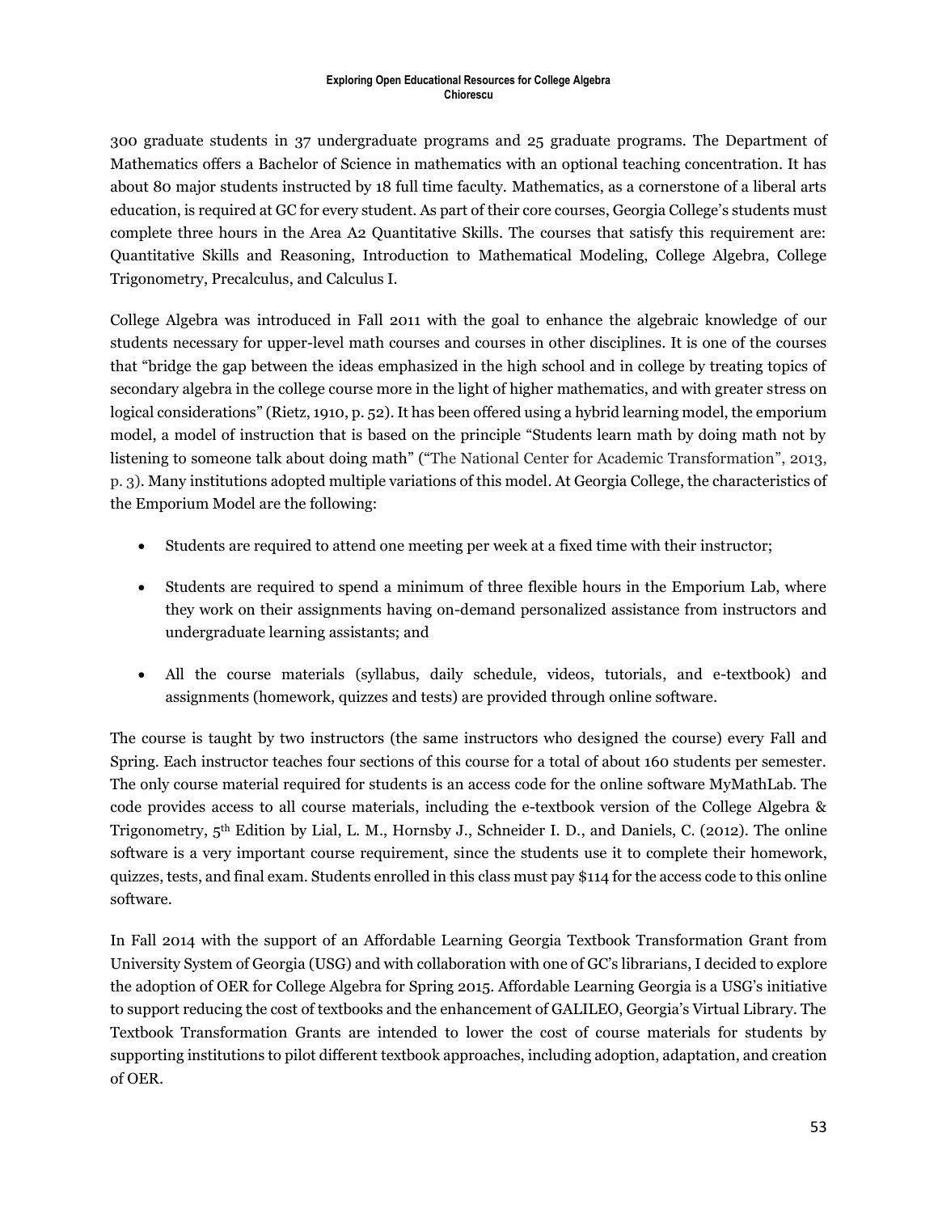300 graduate students in 37 undergraduate programs and 25 graduate programs. The Department of Mathematics offers a Bachelor of Science in mathematics with an optional teaching concentration. It has about 80 major students instructed by 18 full time faculty. Mathematics, as a cornerstone of a liberal arts education, is required at GC for every student. As part of their core courses, Georgia College's students must complete three hours in the Area A2 Quantitative Skills. The courses that satisfy this requirement are: Quantitative Skills and Reasoning, Introduction to Mathematical Modeling, College Algebra, College Trigonometry, Precalculus, and Calculus I.

College Algebra was introduced in Fall 2011 with the goal to enhance the algebraic knowledge of our students necessary for upper-level math courses and courses in other disciplines. It is one of the courses that "bridge the gap between the ideas emphasized in the high school and in college by treating topics of secondary algebra in the college course more in the light of higher mathematics, and with greater stress on logical considerations" (Rietz, 1910, p. 52). It has been offered using a hybrid learning model, the emporium model, a model of instruction that is based on the principle "Students learn math by doing math not by listening to someone talk about doing math" ("The National Center for Academic Transformation", 2013, p. 3). Many institutions adopted multiple variations of this model. At Georgia College, the characteristics of the Emporium Model are the following:

- Students are required to attend one meeting per week at a fixed time with their instructor;
- Students are required to spend a minimum of three flexible hours in the Emporium Lab, where they work on their assignments having on-demand personalized assistance from instructors and undergraduate learning assistants; and
- All the course materials (syllabus, daily schedule, videos, tutorials, and e-textbook) and assignments (homework, quizzes and tests) are provided through online software.

The course is taught by two instructors (the same instructors who designed the course) every Fall and Spring. Each instructor teaches four sections of this course for a total of about 160 students per semester. The only course material required for students is an access code for the online software MyMathLab. The code provides access to all course materials, including the e-textbook version of the College Algebra & Trigonometry, 5th Edition by Lial, L. M., Hornsby J., Schneider I. D., and Daniels, C. (2012). The online software is a very important course requirement, since the students use it to complete their homework, quizzes, tests, and final exam. Students enrolled in this class must pay $114 for the access code to this online software.

In Fall 2014 with the support of an Affordable Learning Georgia Textbook Transformation Grant from University System of Georgia (USG) and with collaboration with one of GC's librarians, I decided to explore the adoption of OER for College Algebra for Spring 2015. Affordable Learning Georgia is a USG's initiative to support reducing the cost of textbooks and the enhancement of GALILEO, Georgia's Virtual Library. The Textbook Transformation Grants are intended to lower the cost of course materials for students by supporting institutions to pilot different textbook approaches, including adoption, adaptation, and creation of OER.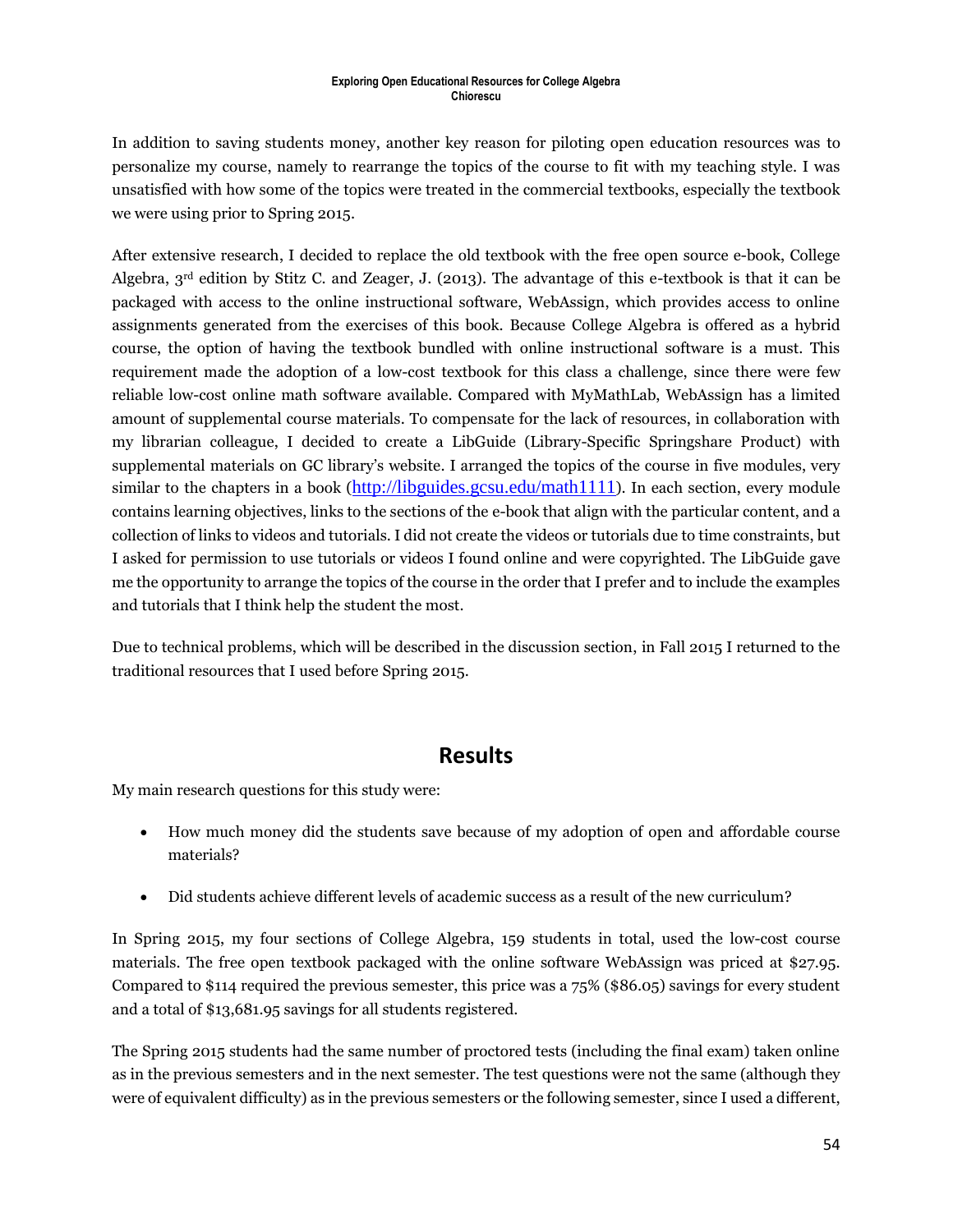In addition to saving students money, another key reason for piloting open education resources was to personalize my course, namely to rearrange the topics of the course to fit with my teaching style. I was unsatisfied with how some of the topics were treated in the commercial textbooks, especially the textbook we were using prior to Spring 2015.

After extensive research, I decided to replace the old textbook with the free open source e-book, College Algebra, 3rd edition by Stitz C. and Zeager, J. (2013). The advantage of this e-textbook is that it can be packaged with access to the online instructional software, WebAssign, which provides access to online assignments generated from the exercises of this book. Because College Algebra is offered as a hybrid course, the option of having the textbook bundled with online instructional software is a must. This requirement made the adoption of a low-cost textbook for this class a challenge, since there were few reliable low-cost online math software available. Compared with MyMathLab, WebAssign has a limited amount of supplemental course materials. To compensate for the lack of resources, in collaboration with my librarian colleague, I decided to create a LibGuide (Library-Specific Springshare Product) with supplemental materials on GC library's website. I arranged the topics of the course in five modules, very similar to the chapters in a book (http://libguides.gcsu.edu/math1111). In each section, every module contains learning objectives, links to the sections of the e-book that align with the particular content, and a collection of links to videos and tutorials. I did not create the videos or tutorials due to time constraints, but I asked for permission to use tutorials or videos I found online and were copyrighted. The LibGuide gave me the opportunity to arrange the topics of the course in the order that I prefer and to include the examples and tutorials that I think help the student the most.

Due to technical problems, which will be described in the discussion section, in Fall 2015 I returned to the traditional resources that I used before Spring 2015.

## Results

My main research questions for this study were:

- How much money did the students save because of my adoption of open and affordable course materials?
- Did students achieve different levels of academic success as a result of the new curriculum?

In Spring 2015, my four sections of College Algebra, 159 students in total, used the low-cost course materials. The free open textbook packaged with the online software WebAssign was priced at $27.95. Compared to $114 required the previous semester, this price was a 75% ($86.05) savings for every student and a total of $13,681.95 savings for all students registered.

The Spring 2015 students had the same number of proctored tests (including the final exam) taken online as in the previous semesters and in the next semester. The test questions were not the same (although they were of equivalent difficulty) as in the previous semesters or the following semester, since I used a different,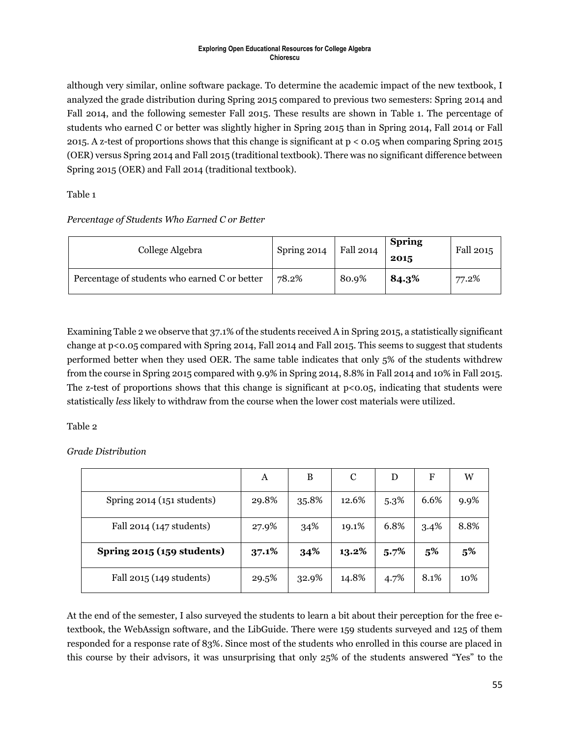although very similar, online software package. To determine the academic impact of the new textbook, I analyzed the grade distribution during Spring 2015 compared to previous two semesters: Spring 2014 and Fall 2014, and the following semester Fall 2015. These results are shown in Table 1. The percentage of students who earned C or better was slightly higher in Spring 2015 than in Spring 2014, Fall 2014 or Fall 2015. A z-test of proportions shows that this change is significant at $p < 0.05$ when comparing Spring 2015 (OER) versus Spring 2014 and Fall 2015 (traditional textbook). There was no significant difference between Spring 2015 (OER) and Fall 2014 (traditional textbook).

Table 1

*Percentage of Students Who Earned C or Better*

| College Algebra | Spring 2014 | Fall 2014 | **Spring 2015** | Fall 2015 |
|---|---|---|---|---|
| Percentage of students who earned C or better | 78.2% | 80.9% | **84.3%** | 77.2% |

Examining Table 2 we observe that 37.1% of the students received A in Spring 2015, a statistically significant change at $p<0.05$ compared with Spring 2014, Fall 2014 and Fall 2015. This seems to suggest that students performed better when they used OER. The same table indicates that only 5% of the students withdrew from the course in Spring 2015 compared with 9.9% in Spring 2014, 8.8% in Fall 2014 and 10% in Fall 2015. The z-test of proportions shows that this change is significant at $p<0.05$, indicating that students were statistically *less* likely to withdraw from the course when the lower cost materials were utilized.

Table 2

*Grade Distribution*

| | A | B | C | D | F | W |
|---|---|---|---|---|---|---|
| Spring 2014 (151 students) | 29.8% | 35.8% | 12.6% | 5.3% | 6.6% | 9.9% |
| Fall 2014 (147 students) | 27.9% | 34% | 19.1% | 6.8% | 3.4% | 8.8% |
| **Spring 2015 (159 students)** | **37.1%** | **34%** | **13.2%** | **5.7%** | **5%** | **5%** |
| Fall 2015 (149 students) | 29.5% | 32.9% | 14.8% | 4.7% | 8.1% | 10% |

At the end of the semester, I also surveyed the students to learn a bit about their perception for the free e-textbook, the WebAssign software, and the LibGuide. There were 159 students surveyed and 125 of them responded for a response rate of 83%. Since most of the students who enrolled in this course are placed in this course by their advisors, it was unsurprising that only 25% of the students answered "Yes" to the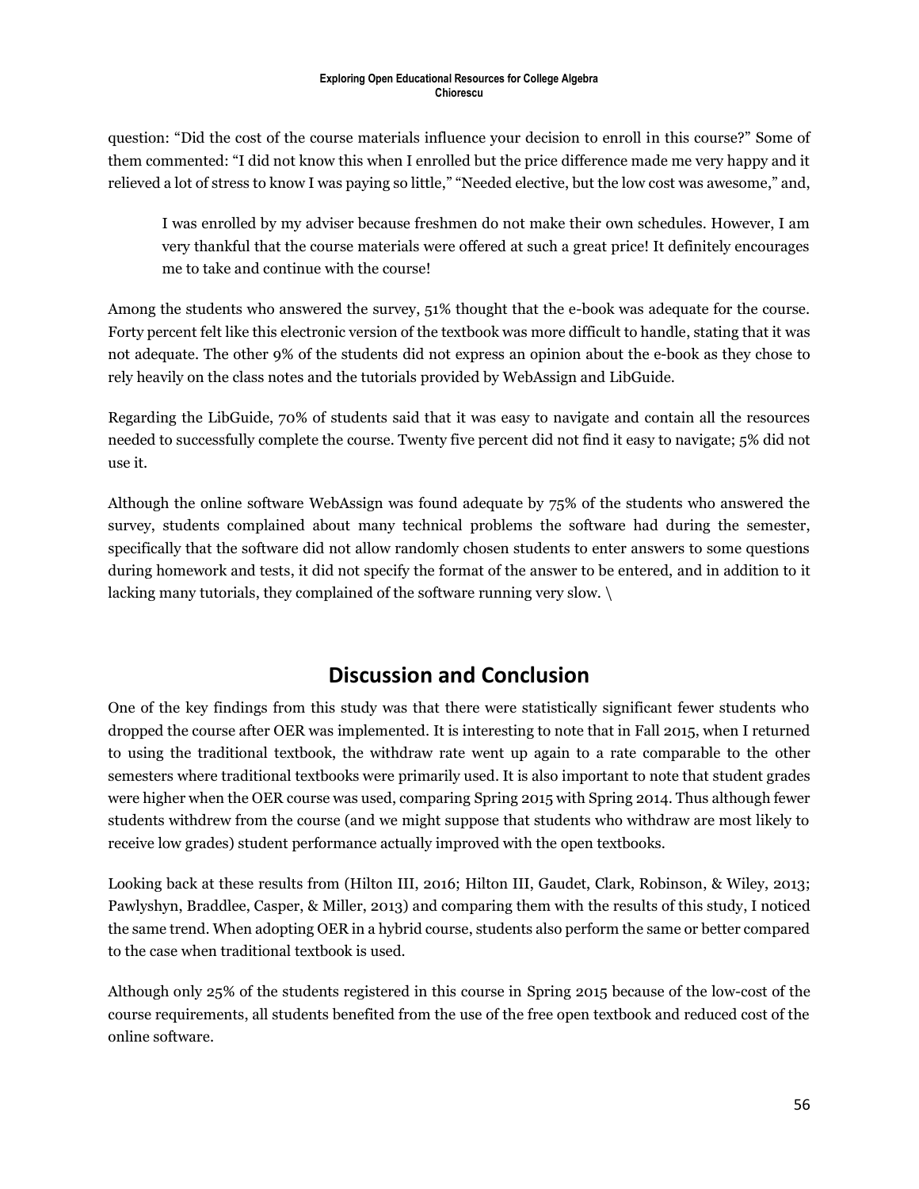question: "Did the cost of the course materials influence your decision to enroll in this course?" Some of them commented: "I did not know this when I enrolled but the price difference made me very happy and it relieved a lot of stress to know I was paying so little," "Needed elective, but the low cost was awesome," and,

> I was enrolled by my adviser because freshmen do not make their own schedules. However, I am very thankful that the course materials were offered at such a great price! It definitely encourages me to take and continue with the course!

Among the students who answered the survey, 51% thought that the e-book was adequate for the course. Forty percent felt like this electronic version of the textbook was more difficult to handle, stating that it was not adequate. The other 9% of the students did not express an opinion about the e-book as they chose to rely heavily on the class notes and the tutorials provided by WebAssign and LibGuide.

Regarding the LibGuide, 70% of students said that it was easy to navigate and contain all the resources needed to successfully complete the course. Twenty five percent did not find it easy to navigate; 5% did not use it.

Although the online software WebAssign was found adequate by 75% of the students who answered the survey, students complained about many technical problems the software had during the semester, specifically that the software did not allow randomly chosen students to enter answers to some questions during homework and tests, it did not specify the format of the answer to be entered, and in addition to it lacking many tutorials, they complained of the software running very slow. \

## Discussion and Conclusion

One of the key findings from this study was that there were statistically significant fewer students who dropped the course after OER was implemented. It is interesting to note that in Fall 2015, when I returned to using the traditional textbook, the withdraw rate went up again to a rate comparable to the other semesters where traditional textbooks were primarily used. It is also important to note that student grades were higher when the OER course was used, comparing Spring 2015 with Spring 2014. Thus although fewer students withdrew from the course (and we might suppose that students who withdraw are most likely to receive low grades) student performance actually improved with the open textbooks.

Looking back at these results from (Hilton III, 2016; Hilton III, Gaudet, Clark, Robinson, & Wiley, 2013; Pawlyshyn, Braddlee, Casper, & Miller, 2013) and comparing them with the results of this study, I noticed the same trend. When adopting OER in a hybrid course, students also perform the same or better compared to the case when traditional textbook is used.

Although only 25% of the students registered in this course in Spring 2015 because of the low-cost of the course requirements, all students benefited from the use of the free open textbook and reduced cost of the online software.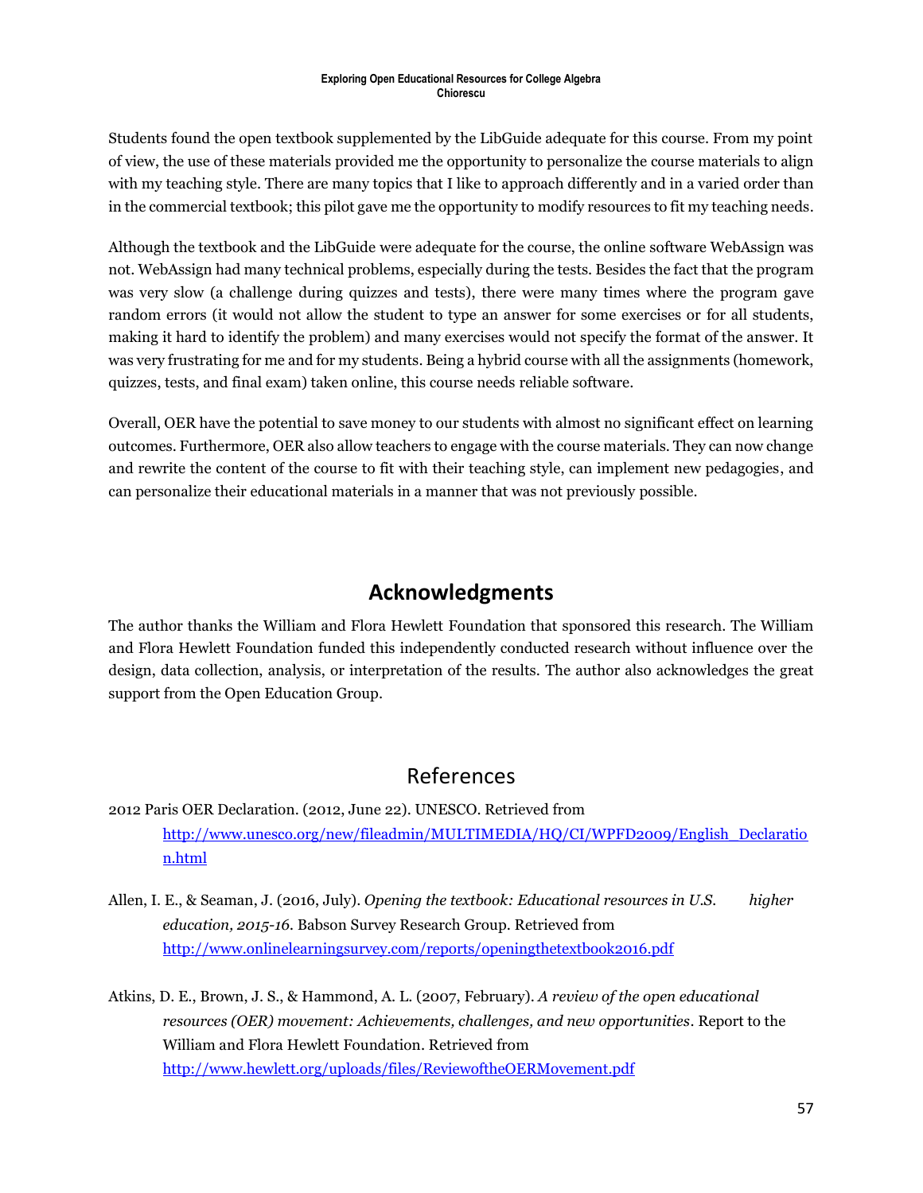Students found the open textbook supplemented by the LibGuide adequate for this course. From my point of view, the use of these materials provided me the opportunity to personalize the course materials to align with my teaching style. There are many topics that I like to approach differently and in a varied order than in the commercial textbook; this pilot gave me the opportunity to modify resources to fit my teaching needs.

Although the textbook and the LibGuide were adequate for the course, the online software WebAssign was not. WebAssign had many technical problems, especially during the tests. Besides the fact that the program was very slow (a challenge during quizzes and tests), there were many times where the program gave random errors (it would not allow the student to type an answer for some exercises or for all students, making it hard to identify the problem) and many exercises would not specify the format of the answer. It was very frustrating for me and for my students. Being a hybrid course with all the assignments (homework, quizzes, tests, and final exam) taken online, this course needs reliable software.

Overall, OER have the potential to save money to our students with almost no significant effect on learning outcomes. Furthermore, OER also allow teachers to engage with the course materials. They can now change and rewrite the content of the course to fit with their teaching style, can implement new pedagogies, and can personalize their educational materials in a manner that was not previously possible.

## Acknowledgments

The author thanks the William and Flora Hewlett Foundation that sponsored this research. The William and Flora Hewlett Foundation funded this independently conducted research without influence over the design, data collection, analysis, or interpretation of the results. The author also acknowledges the great support from the Open Education Group.

## References

2012 Paris OER Declaration. (2012, June 22). UNESCO. Retrieved from http://www.unesco.org/new/fileadmin/MULTIMEDIA/HQ/CI/WPFD2009/English_Declaration.html

Allen, I. E., & Seaman, J. (2016, July). *Opening the textbook: Educational resources in U.S. higher education, 2015-16.* Babson Survey Research Group. Retrieved from http://www.onlinelearningsurvey.com/reports/openingthetextbook2016.pdf

Atkins, D. E., Brown, J. S., & Hammond, A. L. (2007, February). *A review of the open educational resources (OER) movement: Achievements, challenges, and new opportunities*. Report to the William and Flora Hewlett Foundation. Retrieved from http://www.hewlett.org/uploads/files/ReviewoftheOERMovement.pdf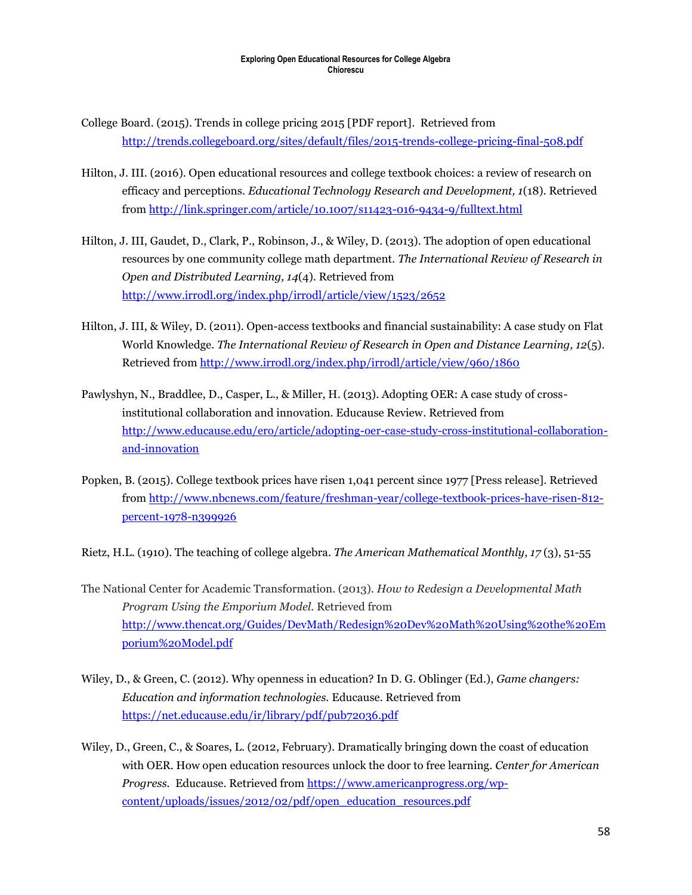College Board. (2015). Trends in college pricing 2015 [PDF report]. Retrieved from http://trends.collegeboard.org/sites/default/files/2015-trends-college-pricing-final-508.pdf

Hilton, J. III. (2016). Open educational resources and college textbook choices: a review of research on efficacy and perceptions. *Educational Technology Research and Development, 1*(18). Retrieved from http://link.springer.com/article/10.1007/s11423-016-9434-9/fulltext.html

Hilton, J. III, Gaudet, D., Clark, P., Robinson, J., & Wiley, D. (2013). The adoption of open educational resources by one community college math department. *The International Review of Research in Open and Distributed Learning, 14*(4). Retrieved from http://www.irrodl.org/index.php/irrodl/article/view/1523/2652

Hilton, J. III, & Wiley, D. (2011). Open-access textbooks and financial sustainability: A case study on Flat World Knowledge. *The International Review of Research in Open and Distance Learning, 12*(5). Retrieved from http://www.irrodl.org/index.php/irrodl/article/view/960/1860

Pawlyshyn, N., Braddlee, D., Casper, L., & Miller, H. (2013). Adopting OER: A case study of cross-institutional collaboration and innovation. Educause Review. Retrieved from http://www.educause.edu/ero/article/adopting-oer-case-study-cross-institutional-collaboration-and-innovation

Popken, B. (2015). College textbook prices have risen 1,041 percent since 1977 [Press release]. Retrieved from http://www.nbcnews.com/feature/freshman-year/college-textbook-prices-have-risen-812-percent-1978-n399926

Rietz, H.L. (1910). The teaching of college algebra. *The American Mathematical Monthly*, *17* (3), 51-55

The National Center for Academic Transformation. (2013). *How to Redesign a Developmental Math Program Using the Emporium Model.* Retrieved from http://www.thencat.org/Guides/DevMath/Redesign%20Dev%20Math%20Using%20the%20Emporium%20Model.pdf

Wiley, D., & Green, C. (2012). Why openness in education? In D. G. Oblinger (Ed.), *Game changers: Education and information technologies.* Educause. Retrieved from https://net.educause.edu/ir/library/pdf/pub72036.pdf

Wiley, D., Green, C., & Soares, L. (2012, February). Dramatically bringing down the coast of education with OER. How open education resources unlock the door to free learning. *Center for American Progress.* Educause. Retrieved from https://www.americanprogress.org/wp-content/uploads/issues/2012/02/pdf/open_education_resources.pdf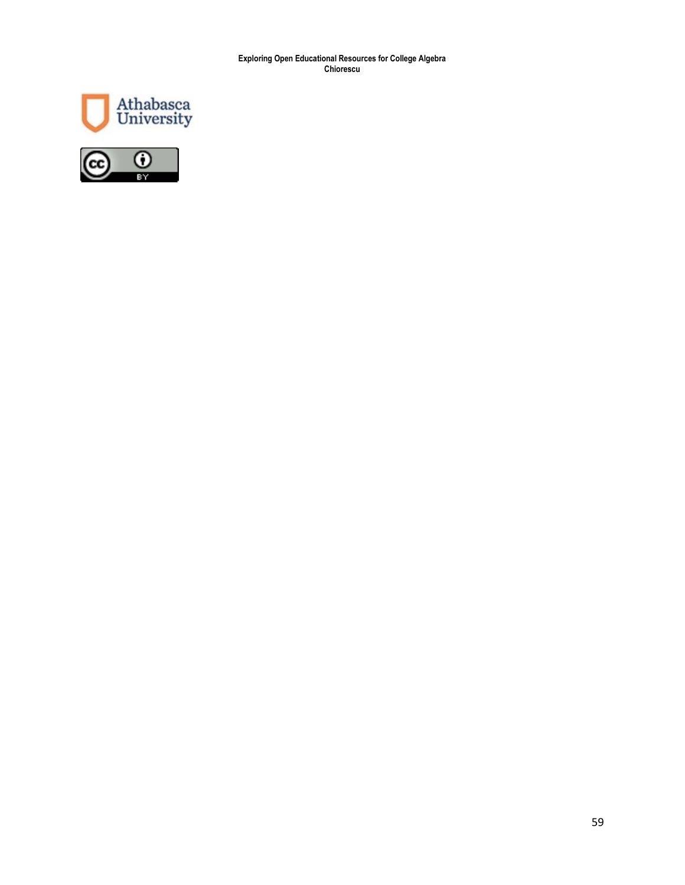Athabasca University